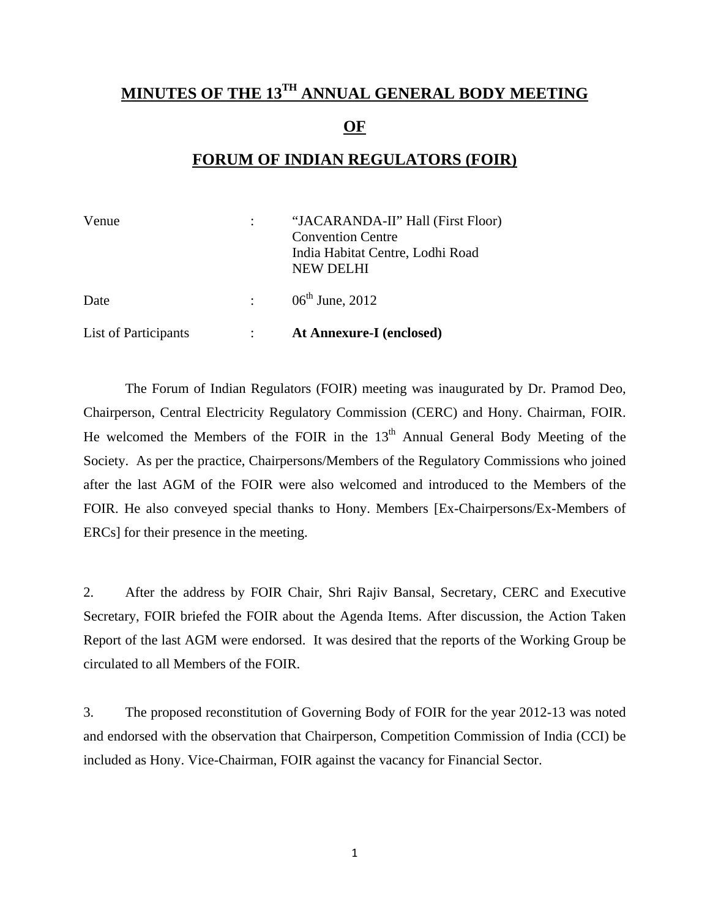# MINUTES OF THE 13[TH] ANNUAL GENERAL BODY MEETING

# OF

# FORUM OF INDIAN REGULATORS (FOIR)

| | | |
|---|---|---|
| Venue | : | "JACARANDA-II" Hall (First Floor)<br>Convention Centre<br>India Habitat Centre, Lodhi Road<br>NEW DELHI |
| Date | : | 06[th] June, 2012 |
| List of Participants | : | **At Annexure-I (enclosed)** |

The Forum of Indian Regulators (FOIR) meeting was inaugurated by Dr. Pramod Deo, Chairperson, Central Electricity Regulatory Commission (CERC) and Hony. Chairman, FOIR. He welcomed the Members of the FOIR in the 13[th] Annual General Body Meeting of the Society. As per the practice, Chairpersons/Members of the Regulatory Commissions who joined after the last AGM of the FOIR were also welcomed and introduced to the Members of the FOIR. He also conveyed special thanks to Hony. Members [Ex-Chairpersons/Ex-Members of ERCs] for their presence in the meeting.

2. After the address by FOIR Chair, Shri Rajiv Bansal, Secretary, CERC and Executive Secretary, FOIR briefed the FOIR about the Agenda Items. After discussion, the Action Taken Report of the last AGM were endorsed. It was desired that the reports of the Working Group be circulated to all Members of the FOIR.

3. The proposed reconstitution of Governing Body of FOIR for the year 2012-13 was noted and endorsed with the observation that Chairperson, Competition Commission of India (CCI) be included as Hony. Vice-Chairman, FOIR against the vacancy for Financial Sector.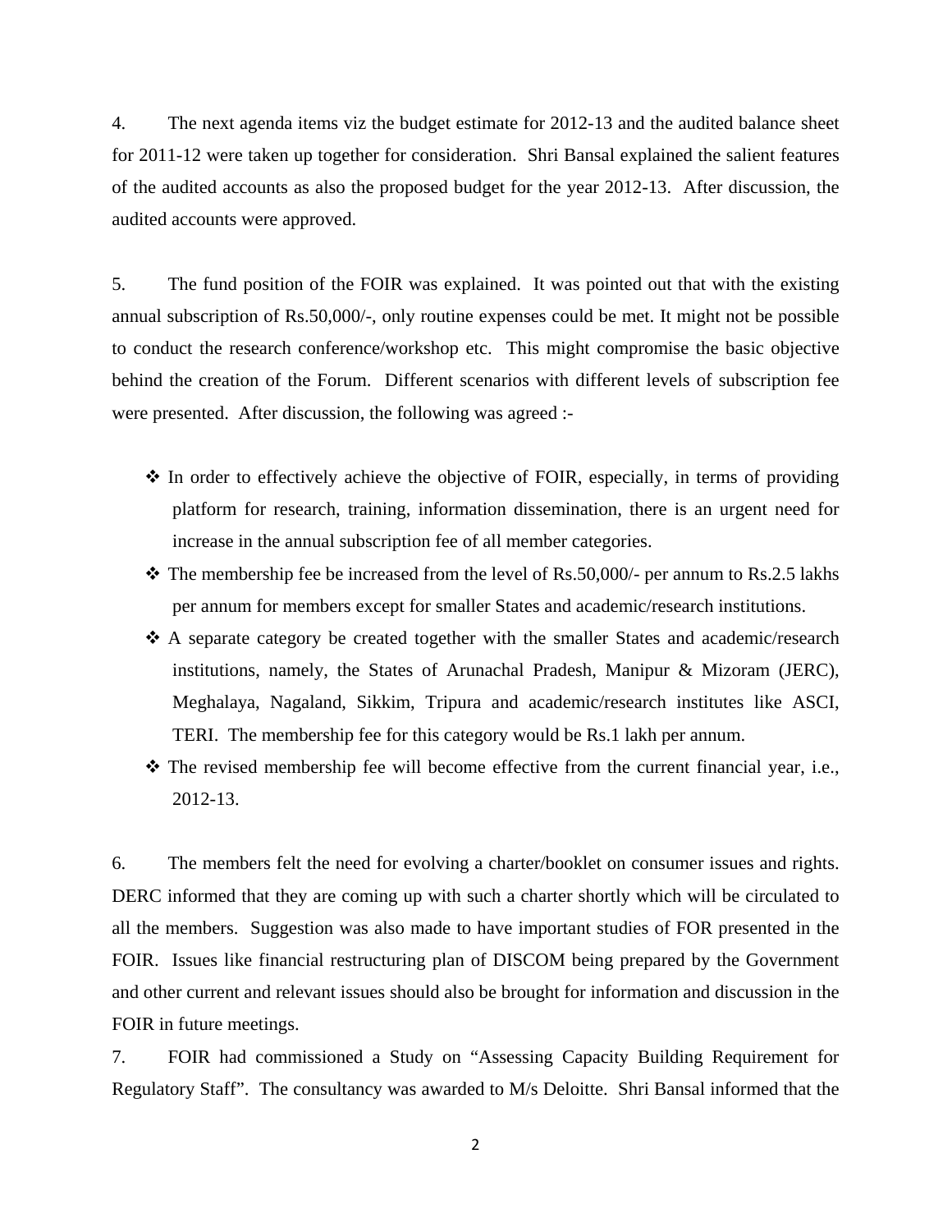4. The next agenda items viz the budget estimate for 2012-13 and the audited balance sheet for 2011-12 were taken up together for consideration. Shri Bansal explained the salient features of the audited accounts as also the proposed budget for the year 2012-13. After discussion, the audited accounts were approved.

5. The fund position of the FOIR was explained. It was pointed out that with the existing annual subscription of Rs.50,000/-, only routine expenses could be met. It might not be possible to conduct the research conference/workshop etc. This might compromise the basic objective behind the creation of the Forum. Different scenarios with different levels of subscription fee were presented. After discussion, the following was agreed :-

- ❖ In order to effectively achieve the objective of FOIR, especially, in terms of providing platform for research, training, information dissemination, there is an urgent need for increase in the annual subscription fee of all member categories.
- ❖ The membership fee be increased from the level of Rs.50,000/- per annum to Rs.2.5 lakhs per annum for members except for smaller States and academic/research institutions.
- ❖ A separate category be created together with the smaller States and academic/research institutions, namely, the States of Arunachal Pradesh, Manipur & Mizoram (JERC), Meghalaya, Nagaland, Sikkim, Tripura and academic/research institutes like ASCI, TERI. The membership fee for this category would be Rs.1 lakh per annum.
- ❖ The revised membership fee will become effective from the current financial year, i.e., 2012-13.

6. The members felt the need for evolving a charter/booklet on consumer issues and rights. DERC informed that they are coming up with such a charter shortly which will be circulated to all the members. Suggestion was also made to have important studies of FOR presented in the FOIR. Issues like financial restructuring plan of DISCOM being prepared by the Government and other current and relevant issues should also be brought for information and discussion in the FOIR in future meetings.

7. FOIR had commissioned a Study on "Assessing Capacity Building Requirement for Regulatory Staff". The consultancy was awarded to M/s Deloitte. Shri Bansal informed that the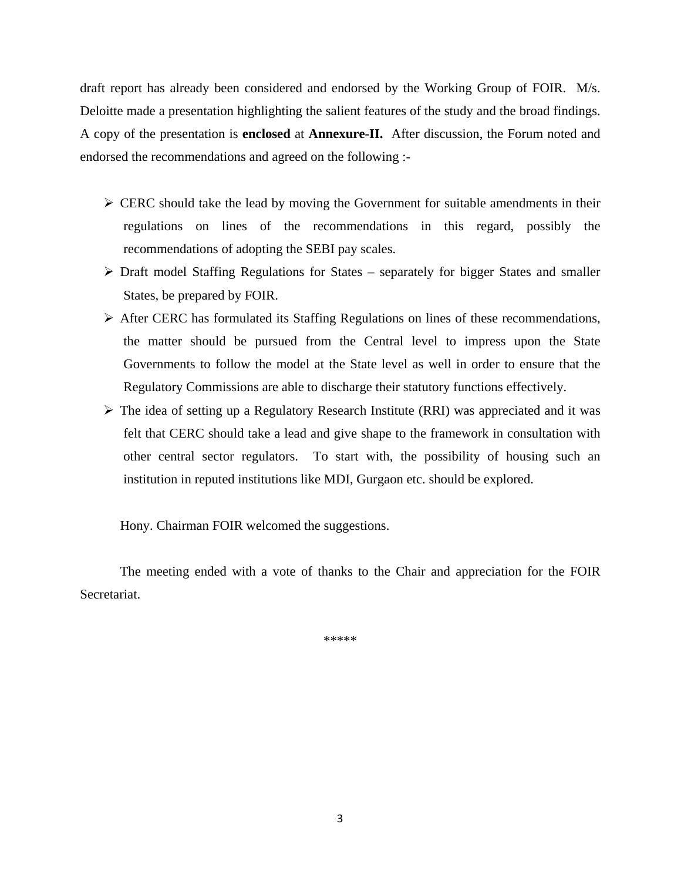draft report has already been considered and endorsed by the Working Group of FOIR. M/s. Deloitte made a presentation highlighting the salient features of the study and the broad findings. A copy of the presentation is **enclosed** at **Annexure-II.** After discussion, the Forum noted and endorsed the recommendations and agreed on the following :-

- CERC should take the lead by moving the Government for suitable amendments in their regulations on lines of the recommendations in this regard, possibly the recommendations of adopting the SEBI pay scales.
- Draft model Staffing Regulations for States – separately for bigger States and smaller States, be prepared by FOIR.
- After CERC has formulated its Staffing Regulations on lines of these recommendations, the matter should be pursued from the Central level to impress upon the State Governments to follow the model at the State level as well in order to ensure that the Regulatory Commissions are able to discharge their statutory functions effectively.
- The idea of setting up a Regulatory Research Institute (RRI) was appreciated and it was felt that CERC should take a lead and give shape to the framework in consultation with other central sector regulators. To start with, the possibility of housing such an institution in reputed institutions like MDI, Gurgaon etc. should be explored.

Hony. Chairman FOIR welcomed the suggestions.

The meeting ended with a vote of thanks to the Chair and appreciation for the FOIR Secretariat.

*****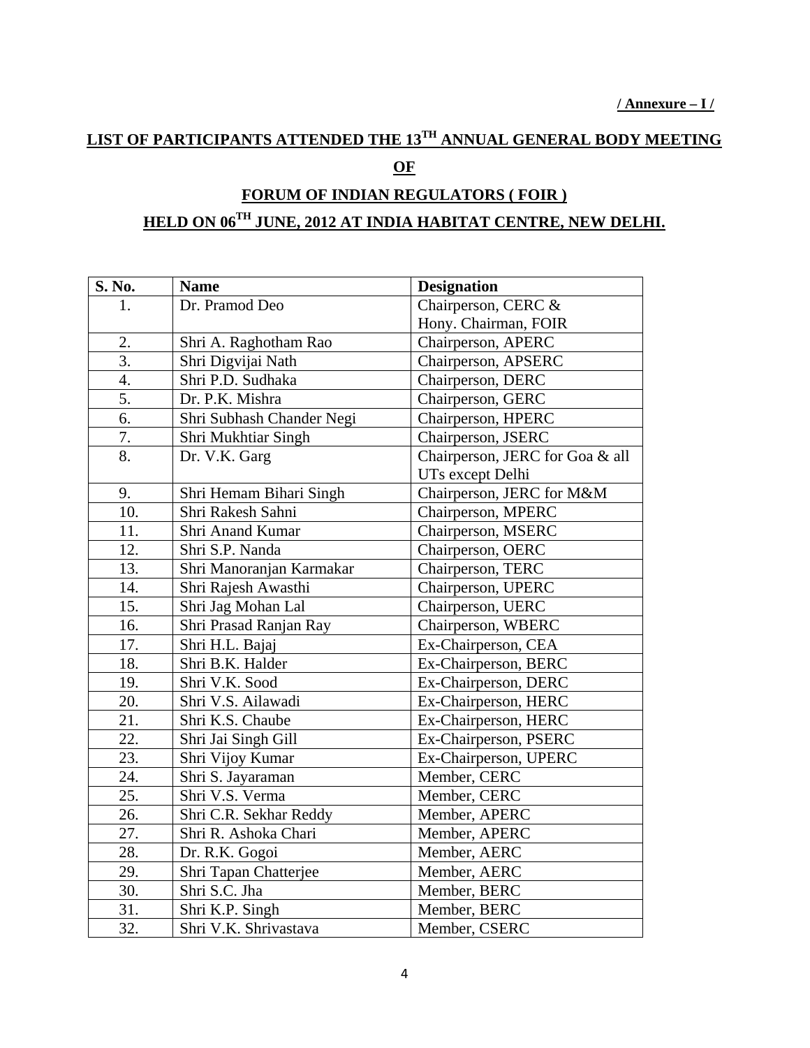**/ Annexure – I /**

# LIST OF PARTICIPANTS ATTENDED THE 13TH ANNUAL GENERAL BODY MEETING

## OF

## FORUM OF INDIAN REGULATORS ( FOIR )

## HELD ON 06TH JUNE, 2012 AT INDIA HABITAT CENTRE, NEW DELHI.

| S. No. | Name | Designation |
|---|---|---|
| 1. | Dr. Pramod Deo | Chairperson, CERC & Hony. Chairman, FOIR |
| 2. | Shri A. Raghotham Rao | Chairperson, APERC |
| 3. | Shri Digvijai Nath | Chairperson, APSERC |
| 4. | Shri P.D. Sudhaka | Chairperson, DERC |
| 5. | Dr. P.K. Mishra | Chairperson, GERC |
| 6. | Shri Subhash Chander Negi | Chairperson, HPERC |
| 7. | Shri Mukhtiar Singh | Chairperson, JSERC |
| 8. | Dr. V.K. Garg | Chairperson, JERC for Goa & all UTs except Delhi |
| 9. | Shri Hemam Bihari Singh | Chairperson, JERC for M&M |
| 10. | Shri Rakesh Sahni | Chairperson, MPERC |
| 11. | Shri Anand Kumar | Chairperson, MSERC |
| 12. | Shri S.P. Nanda | Chairperson, OERC |
| 13. | Shri Manoranjan Karmakar | Chairperson, TERC |
| 14. | Shri Rajesh Awasthi | Chairperson, UPERC |
| 15. | Shri Jag Mohan Lal | Chairperson, UERC |
| 16. | Shri Prasad Ranjan Ray | Chairperson, WBERC |
| 17. | Shri H.L. Bajaj | Ex-Chairperson, CEA |
| 18. | Shri B.K. Halder | Ex-Chairperson, BERC |
| 19. | Shri V.K. Sood | Ex-Chairperson, DERC |
| 20. | Shri V.S. Ailawadi | Ex-Chairperson, HERC |
| 21. | Shri K.S. Chaube | Ex-Chairperson, HERC |
| 22. | Shri Jai Singh Gill | Ex-Chairperson, PSERC |
| 23. | Shri Vijoy Kumar | Ex-Chairperson, UPERC |
| 24. | Shri S. Jayaraman | Member, CERC |
| 25. | Shri V.S. Verma | Member, CERC |
| 26. | Shri C.R. Sekhar Reddy | Member, APERC |
| 27. | Shri R. Ashoka Chari | Member, APERC |
| 28. | Dr. R.K. Gogoi | Member, AERC |
| 29. | Shri Tapan Chatterjee | Member, AERC |
| 30. | Shri S.C. Jha | Member, BERC |
| 31. | Shri K.P. Singh | Member, BERC |
| 32. | Shri V.K. Shrivastava | Member, CSERC |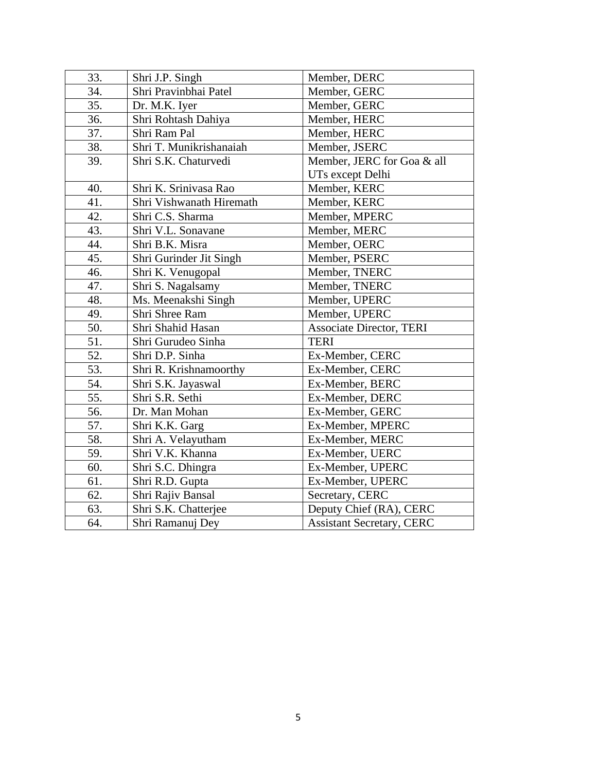| 33. | Shri J.P. Singh | Member, DERC |
|---|---|---|
| 34. | Shri Pravinbhai Patel | Member, GERC |
| 35. | Dr. M.K. Iyer | Member, GERC |
| 36. | Shri Rohtash Dahiya | Member, HERC |
| 37. | Shri Ram Pal | Member, HERC |
| 38. | Shri T. Munikrishanaiah | Member, JSERC |
| 39. | Shri S.K. Chaturvedi | Member, JERC for Goa & all UTs except Delhi |
| 40. | Shri K. Srinivasa Rao | Member, KERC |
| 41. | Shri Vishwanath Hiremath | Member, KERC |
| 42. | Shri C.S. Sharma | Member, MPERC |
| 43. | Shri V.L. Sonavane | Member, MERC |
| 44. | Shri B.K. Misra | Member, OERC |
| 45. | Shri Gurinder Jit Singh | Member, PSERC |
| 46. | Shri K. Venugopal | Member, TNERC |
| 47. | Shri S. Nagalsamy | Member, TNERC |
| 48. | Ms. Meenakshi Singh | Member, UPERC |
| 49. | Shri Shree Ram | Member, UPERC |
| 50. | Shri Shahid Hasan | Associate Director, TERI |
| 51. | Shri Gurudeo Sinha | TERI |
| 52. | Shri D.P. Sinha | Ex-Member, CERC |
| 53. | Shri R. Krishnamoorthy | Ex-Member, CERC |
| 54. | Shri S.K. Jayaswal | Ex-Member, BERC |
| 55. | Shri S.R. Sethi | Ex-Member, DERC |
| 56. | Dr. Man Mohan | Ex-Member, GERC |
| 57. | Shri K.K. Garg | Ex-Member, MPERC |
| 58. | Shri A. Velayutham | Ex-Member, MERC |
| 59. | Shri V.K. Khanna | Ex-Member, UERC |
| 60. | Shri S.C. Dhingra | Ex-Member, UPERC |
| 61. | Shri R.D. Gupta | Ex-Member, UPERC |
| 62. | Shri Rajiv Bansal | Secretary, CERC |
| 63. | Shri S.K. Chatterjee | Deputy Chief (RA), CERC |
| 64. | Shri Ramanuj Dey | Assistant Secretary, CERC |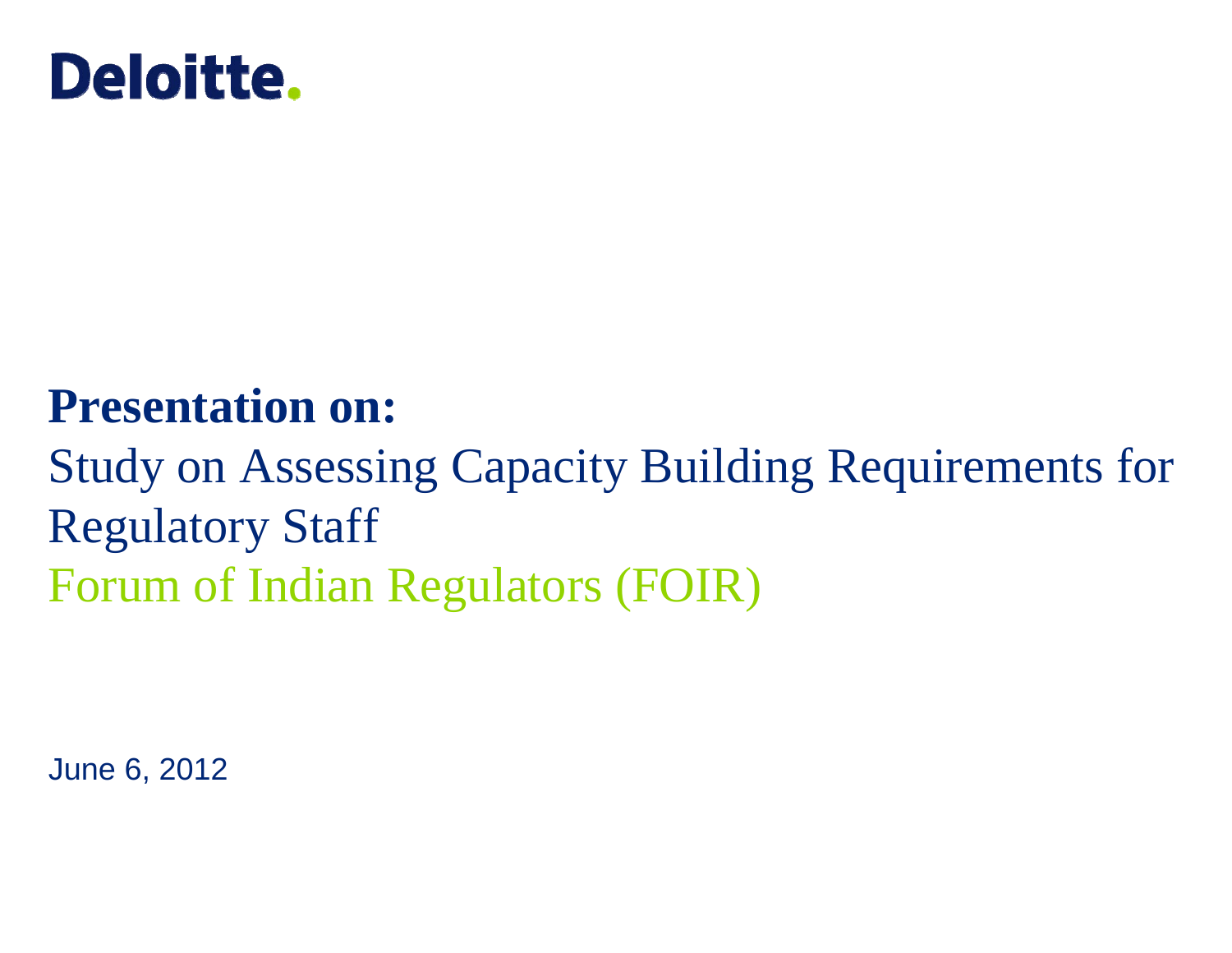Deloitte.

**Presentation on:**

Study on Assessing Capacity Building Requirements for Regulatory Staff

Forum of Indian Regulators (FOIR)

June 6, 2012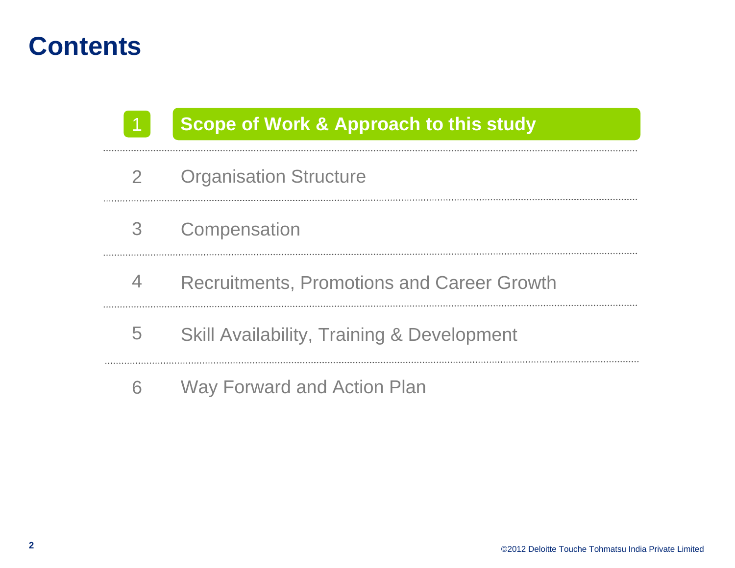# Contents

1. **Scope of Work & Approach to this study**
2. Organisation Structure
3. Compensation
4. Recruitments, Promotions and Career Growth
5. Skill Availability, Training & Development
6. Way Forward and Action Plan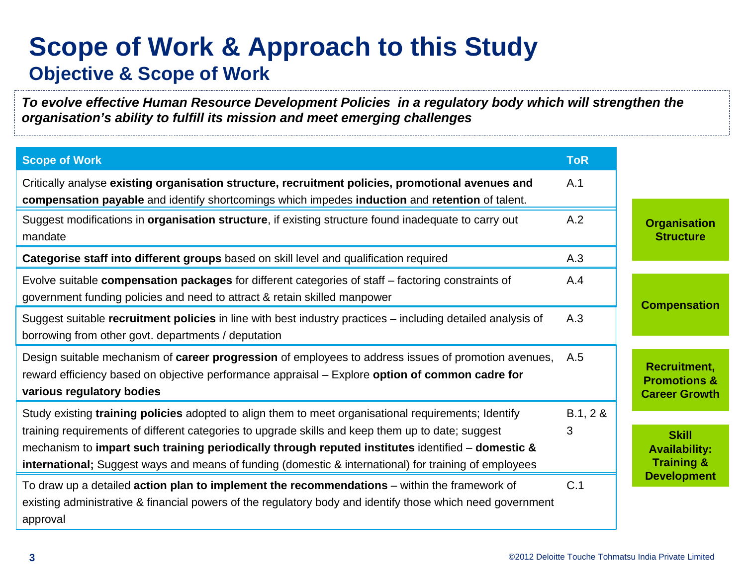# Scope of Work & Approach to this Study

## Objective & Scope of Work

***To evolve effective Human Resource Development Policies in a regulatory body which will strengthen the organisation's ability to fulfill its mission and meet emerging challenges***

| Scope of Work | ToR | |
|---|---|---|
| Critically analyse **existing organisation structure, recruitment policies, promotional avenues and compensation payable** and identify shortcomings which impedes **induction** and **retention** of talent. | A.1 | **Organisation Structure** |
| Suggest modifications in **organisation structure**, if existing structure found inadequate to carry out mandate | A.2 | **Organisation Structure** |
| **Categorise staff into different groups** based on skill level and qualification required | A.3 | |
| Evolve suitable **compensation packages** for different categories of staff – factoring constraints of government funding policies and need to attract & retain skilled manpower | A.4 | **Compensation** |
| Suggest suitable **recruitment policies** in line with best industry practices – including detailed analysis of borrowing from other govt. departments / deputation | A.3 | **Compensation** |
| Design suitable mechanism of **career progression** of employees to address issues of promotion avenues, reward efficiency based on objective performance appraisal – Explore **option of common cadre for various regulatory bodies** | A.5 | **Recruitment, Promotions & Career Growth** |
| Study existing **training policies** adopted to align them to meet organisational requirements; Identify training requirements of different categories to upgrade skills and keep them up to date; suggest mechanism to **impart such training periodically through reputed institutes** identified – **domestic & international;** Suggest ways and means of funding (domestic & international) for training of employees | B.1, 2 & 3 | **Skill Availability: Training & Development** |
| To draw up a detailed **action plan to implement the recommendations** – within the framework of existing administrative & financial powers of the regulatory body and identify those which need government approval | C.1 | |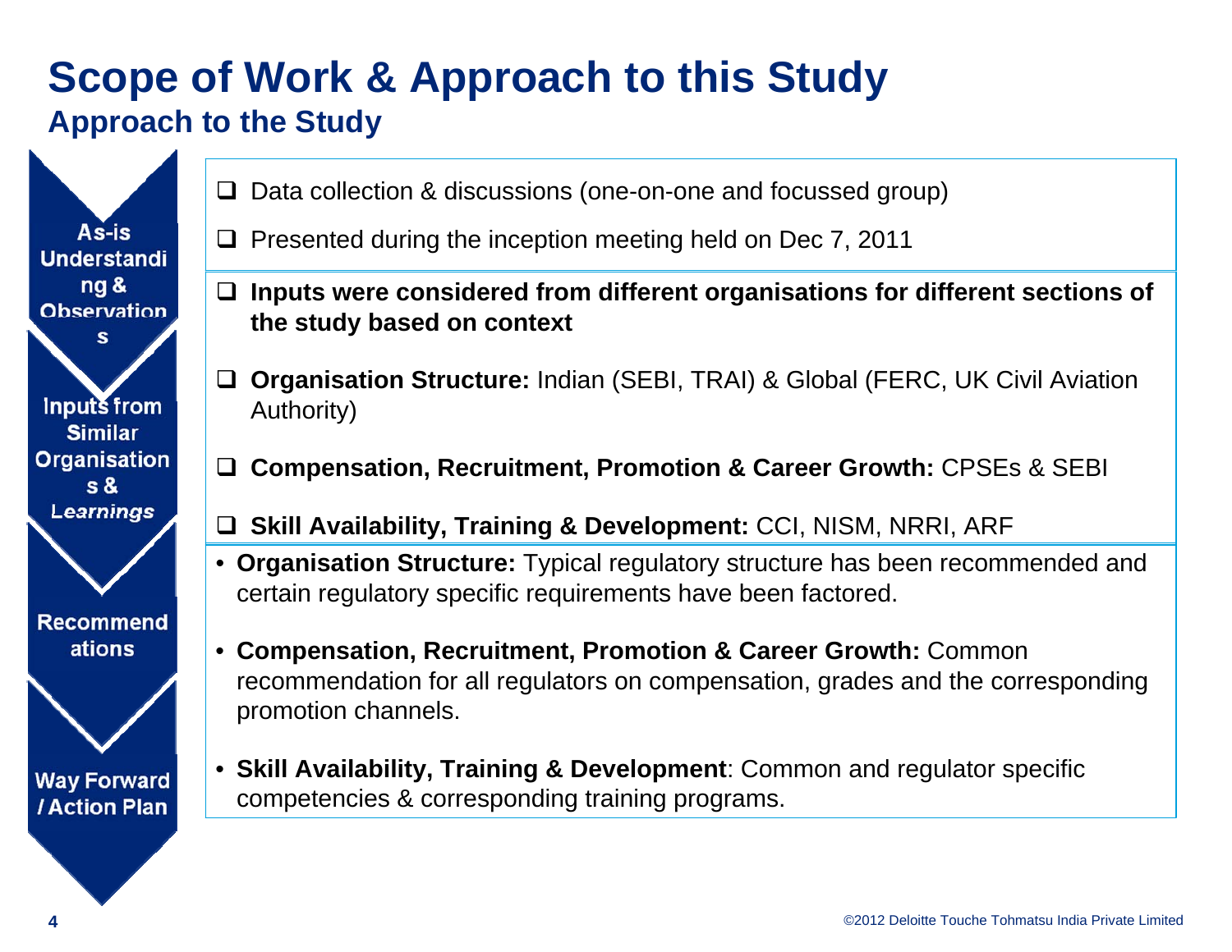# Scope of Work & Approach to this Study

## Approach to the Study

| Phase | Details |
| --- | --- |
| **As-is Understanding & Observations** | ❑ Data collection & discussions (one-on-one and focussed group)<br>❑ Presented during the inception meeting held on Dec 7, 2011 |
| **Inputs from Similar Organisations & Learnings** | ❑ **Inputs were considered from different organisations for different sections of the study based on context**<br>❑ **Organisation Structure:** Indian (SEBI, TRAI) & Global (FERC, UK Civil Aviation Authority)<br>❑ **Compensation, Recruitment, Promotion & Career Growth:** CPSEs & SEBI<br>❑ **Skill Availability, Training & Development:** CCI, NISM, NRRI, ARF |
| **Recommendations** | • **Organisation Structure:** Typical regulatory structure has been recommended and certain regulatory specific requirements have been factored.<br>• **Compensation, Recruitment, Promotion & Career Growth:** Common recommendation for all regulators on compensation, grades and the corresponding promotion channels.<br>• **Skill Availability, Training & Development**: Common and regulator specific competencies & corresponding training programs. |
| **Way Forward / Action Plan** | |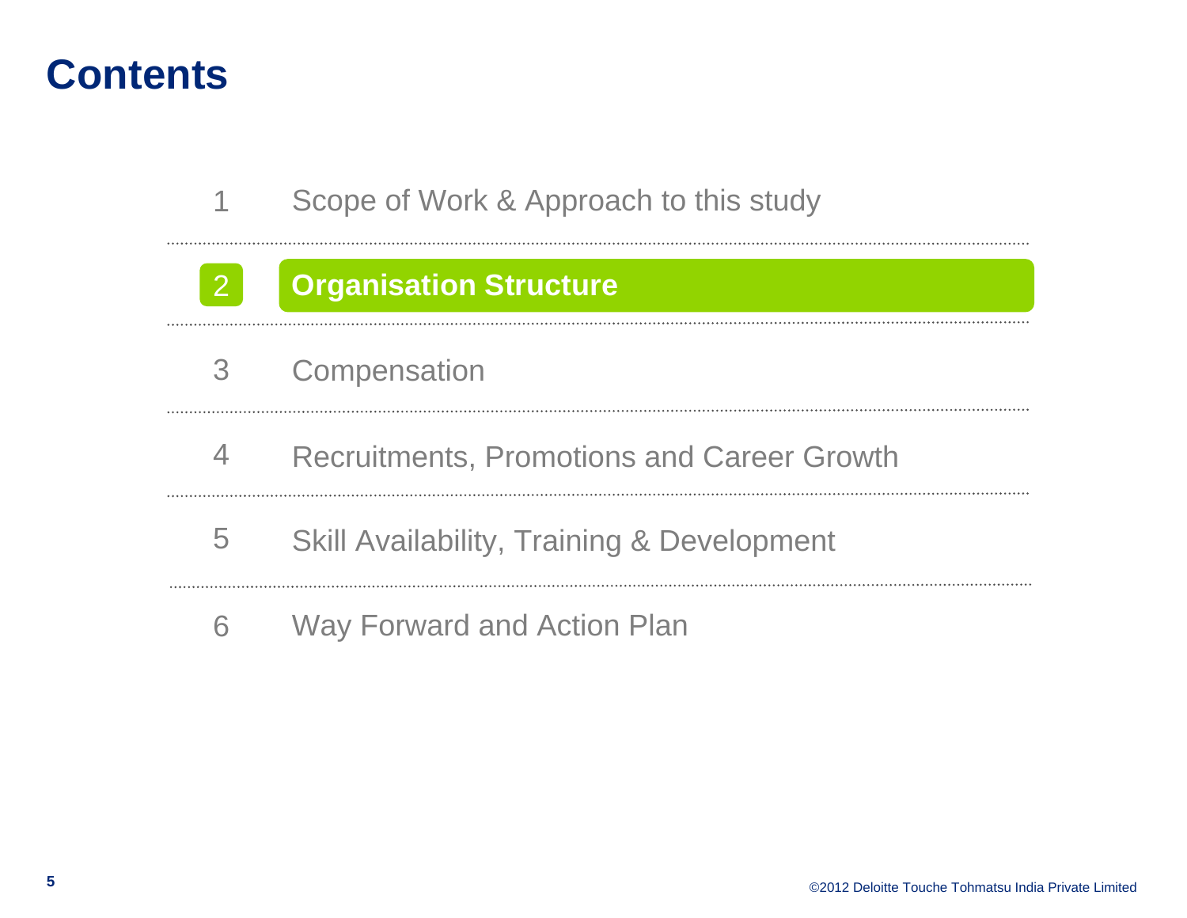# Contents

1. Scope of Work & Approach to this study
2. **Organisation Structure**
3. Compensation
4. Recruitments, Promotions and Career Growth
5. Skill Availability, Training & Development
6. Way Forward and Action Plan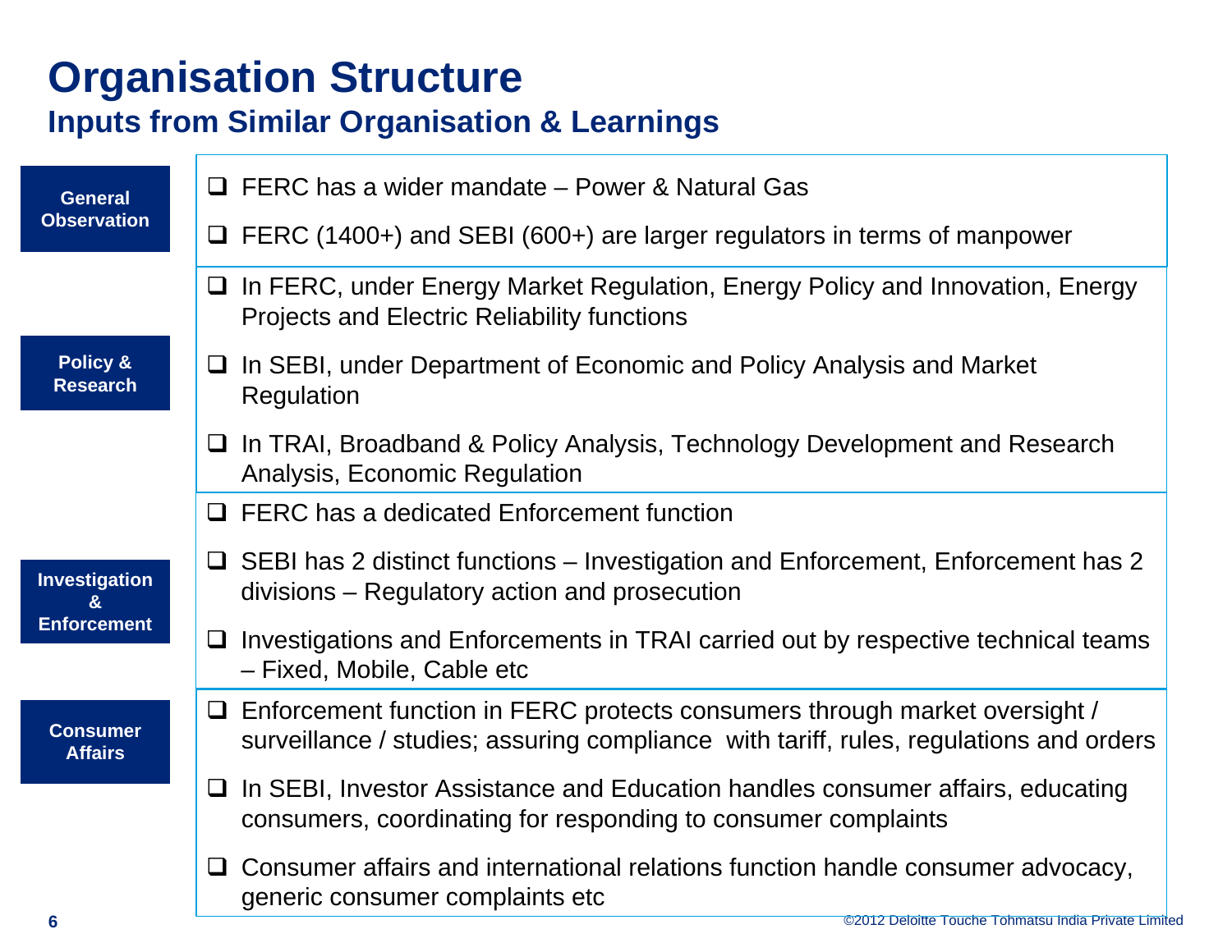# Organisation Structure

## Inputs from Similar Organisation & Learnings

| | |
|---|---|
| **General Observation** | ❑ FERC has a wider mandate – Power & Natural Gas<br>❑ FERC (1400+) and SEBI (600+) are larger regulators in terms of manpower |
| **Policy & Research** | ❑ In FERC, under Energy Market Regulation, Energy Policy and Innovation, Energy Projects and Electric Reliability functions<br>❑ In SEBI, under Department of Economic and Policy Analysis and Market Regulation<br>❑ In TRAI, Broadband & Policy Analysis, Technology Development and Research Analysis, Economic Regulation |
| **Investigation & Enforcement** | ❑ FERC has a dedicated Enforcement function<br>❑ SEBI has 2 distinct functions – Investigation and Enforcement, Enforcement has 2 divisions – Regulatory action and prosecution<br>❑ Investigations and Enforcements in TRAI carried out by respective technical teams – Fixed, Mobile, Cable etc |
| **Consumer Affairs** | ❑ Enforcement function in FERC protects consumers through market oversight / surveillance / studies; assuring compliance with tariff, rules, regulations and orders<br>❑ In SEBI, Investor Assistance and Education handles consumer affairs, educating consumers, coordinating for responding to consumer complaints<br>❑ Consumer affairs and international relations function handle consumer advocacy, generic consumer complaints etc |

©2012 Deloitte Touche Tohmatsu India Private Limited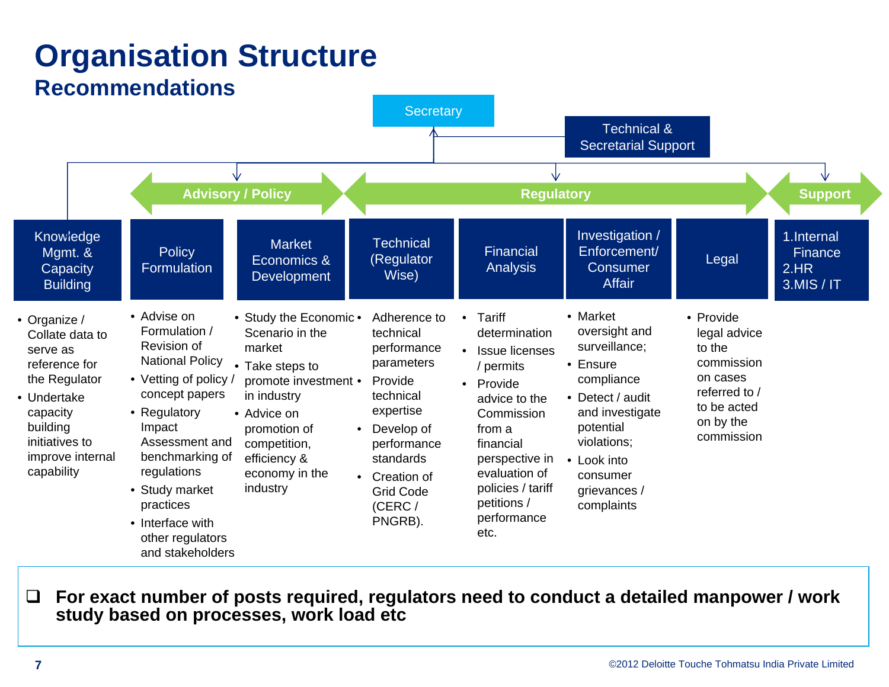# Organisation Structure

## Recommendations

Secretary

Technical & Secretarial Support

**Advisory / Policy** | **Regulatory** | **Support**

| Knowledge Mgmt. & Capacity Building | Policy Formulation | Market Economics & Development | Technical (Regulator Wise) | Financial Analysis | Investigation / Enforcement/ Consumer Affair | Legal | 1. Internal Finance 2. HR 3. MIS / IT |
|---|---|---|---|---|---|---|---|
| • Organize / Collate data to serve as reference for the Regulator<br>• Undertake capacity building initiatives to improve internal capability | • Advise on Formulation / Revision of National Policy<br>• Vetting of policy / concept papers<br>• Regulatory Impact Assessment and benchmarking of regulations<br>• Study market practices<br>• Interface with other regulators and stakeholders | • Study the Economic Scenario in the market<br>• Take steps to promote investment in industry<br>• Advice on promotion of competition, efficiency & economy in the industry | • Adherence to technical performance parameters<br>• Provide technical expertise<br>• Develop of performance standards<br>• Creation of Grid Code (CERC / PNGRB). | • Tariff determination<br>• Issue licenses / permits<br>• Provide advice to the Commission from a financial perspective in evaluation of policies / tariff petitions / performance etc. | • Market oversight and surveillance;<br>• Ensure compliance<br>• Detect / audit and investigate potential violations;<br>• Look into consumer grievances / complaints | • Provide legal advice to the commission on cases referred to / to be acted on by the commission | |

- ❑ **For exact number of posts required, regulators need to conduct a detailed manpower / work study based on processes, work load etc**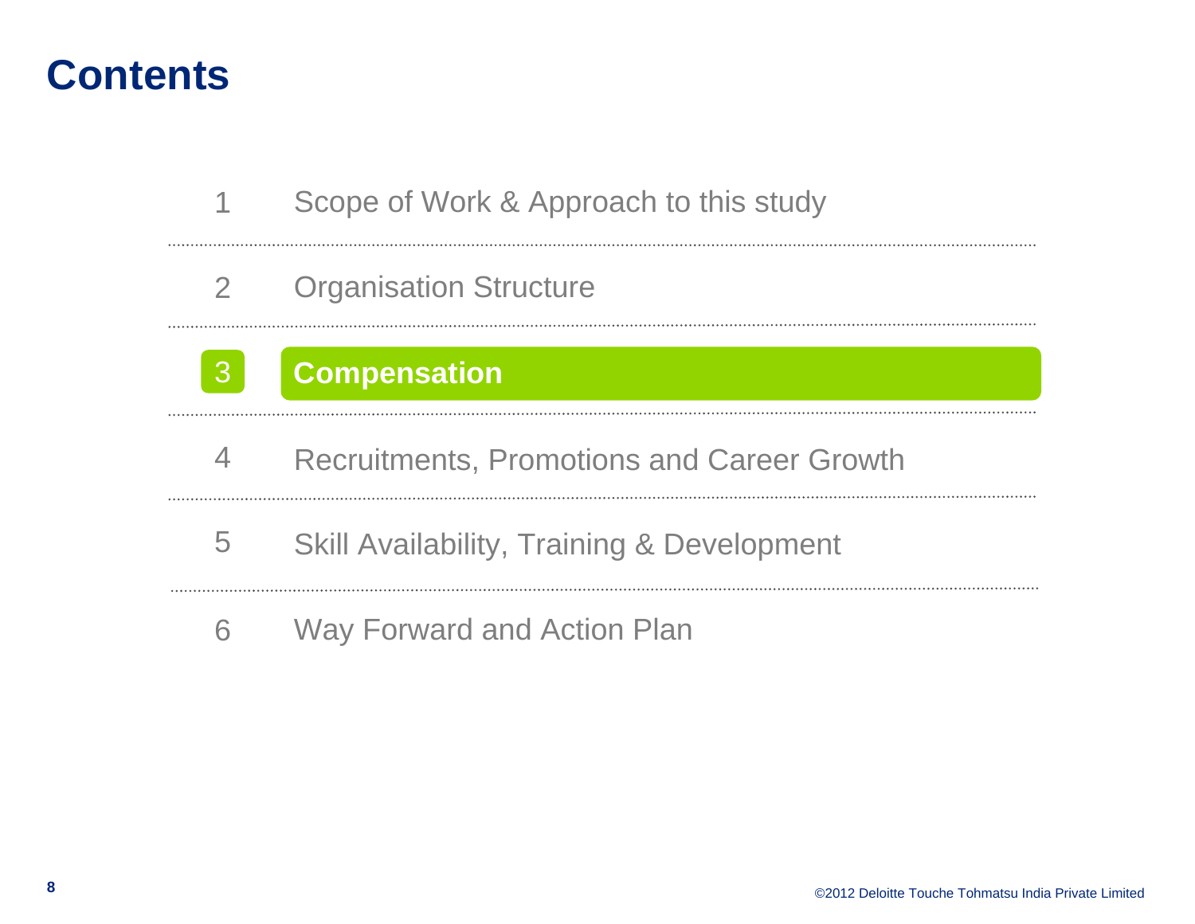# Contents

1. Scope of Work & Approach to this study
2. Organisation Structure
3. **Compensation**
4. Recruitments, Promotions and Career Growth
5. Skill Availability, Training & Development
6. Way Forward and Action Plan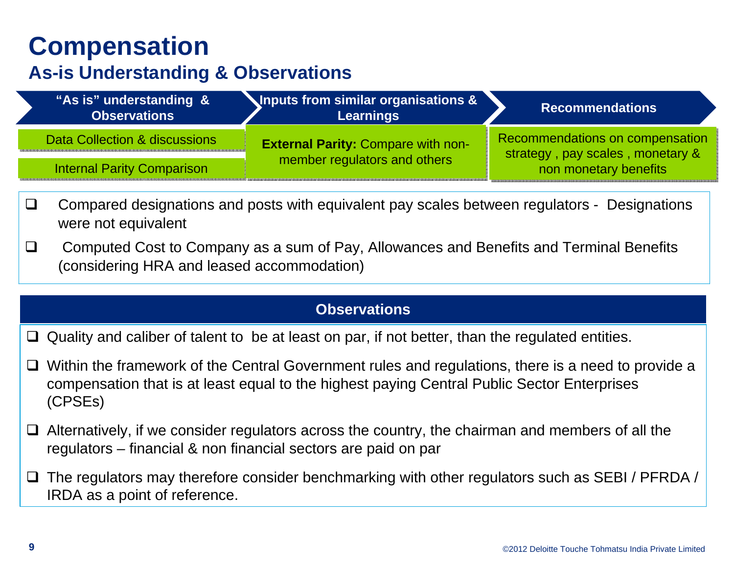# Compensation

## As-is Understanding & Observations

| "As is" understanding & Observations | Inputs from similar organisations & Learnings | Recommendations |
| --- | --- | --- |
| Data Collection & discussions | **External Parity:** Compare with non-member regulators and others | Recommendations on compensation strategy , pay scales , monetary & non monetary benefits |
| Internal Parity Comparison | | |

- Compared designations and posts with equivalent pay scales between regulators - Designations were not equivalent
- Computed Cost to Company as a sum of Pay, Allowances and Benefits and Terminal Benefits (considering HRA and leased accommodation)

### Observations

- Quality and caliber of talent to be at least on par, if not better, than the regulated entities.
- Within the framework of the Central Government rules and regulations, there is a need to provide a compensation that is at least equal to the highest paying Central Public Sector Enterprises (CPSEs)
- Alternatively, if we consider regulators across the country, the chairman and members of all the regulators – financial & non financial sectors are paid on par
- The regulators may therefore consider benchmarking with other regulators such as SEBI / PFRDA / IRDA as a point of reference.

©2012 Deloitte Touche Tohmatsu India Private Limited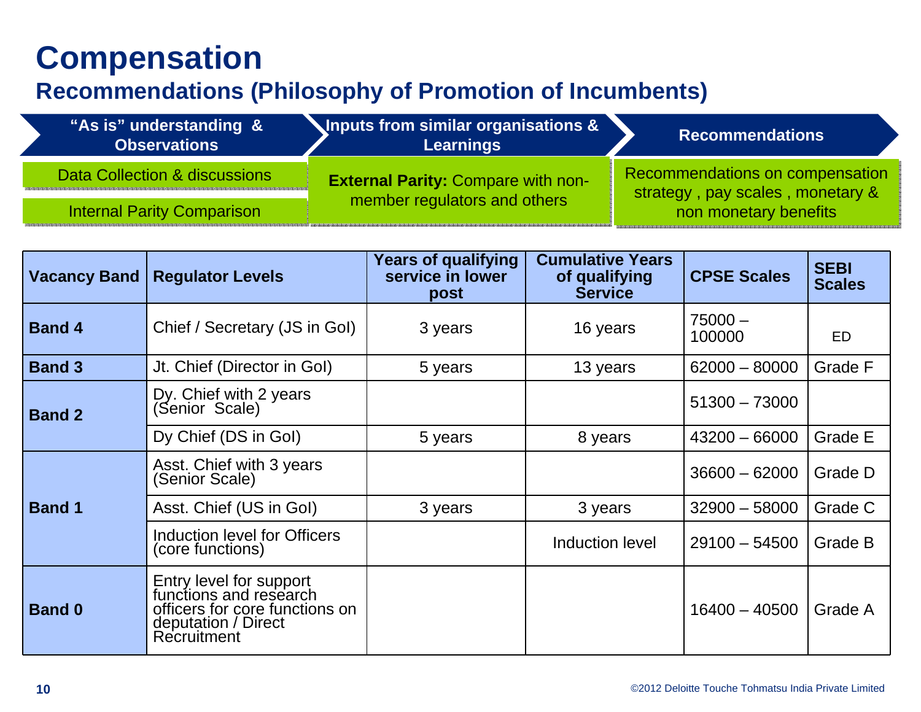# Compensation

## Recommendations (Philosophy of Promotion of Incumbents)

| "As is" understanding & Observations | Inputs from similar organisations & Learnings | Recommendations |
|---|---|---|
| Data Collection & discussions | **External Parity:** Compare with non-member regulators and others | Recommendations on compensation strategy , pay scales , monetary & non monetary benefits |
| Internal Parity Comparison | | |

| Vacancy Band | Regulator Levels | Years of qualifying service in lower post | Cumulative Years of qualifying Service | CPSE Scales | SEBI Scales |
|---|---|---|---|---|---|
| **Band 4** | Chief / Secretary (JS in GoI) | 3 years | 16 years | 75000 – 100000 | ED |
| **Band 3** | Jt. Chief (Director in GoI) | 5 years | 13 years | 62000 – 80000 | Grade F |
| **Band 2** | Dy. Chief with 2 years (Senior Scale) | | | 51300 – 73000 | |
| | Dy Chief (DS in GoI) | 5 years | 8 years | 43200 – 66000 | Grade E |
| **Band 1** | Asst. Chief with 3 years (Senior Scale) | | | 36600 – 62000 | Grade D |
| | Asst. Chief (US in GoI) | 3 years | 3 years | 32900 – 58000 | Grade C |
| | Induction level for Officers (core functions) | | Induction level | 29100 – 54500 | Grade B |
| **Band 0** | Entry level for support functions and research officers for core functions on deputation / Direct Recruitment | | | 16400 – 40500 | Grade A |

©2012 Deloitte Touche Tohmatsu India Private Limited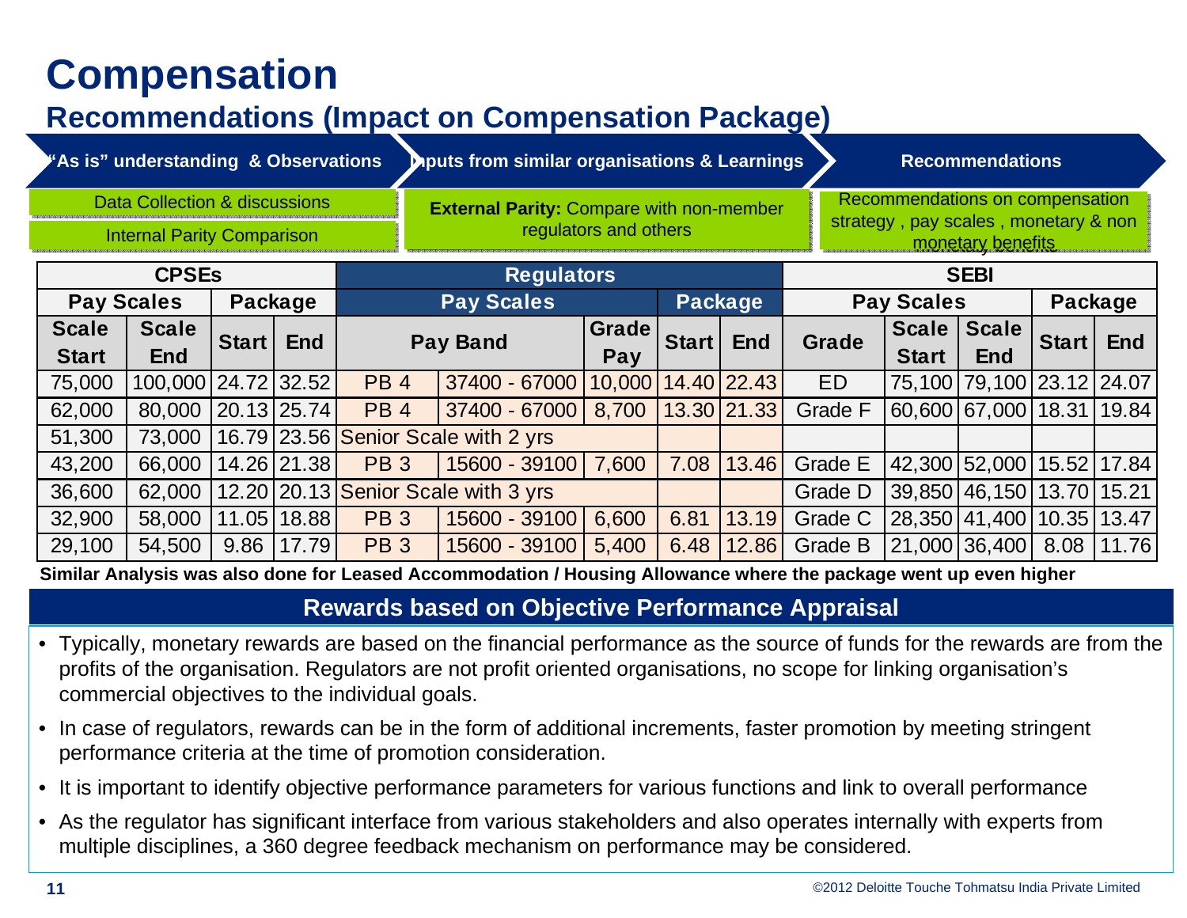# Compensation

## Recommendations (Impact on Compensation Package)

| "As is" understanding & Observations | Inputs from similar organisations & Learnings | Recommendations |
|---|---|---|
| Data Collection & discussions; Internal Parity Comparison | **External Parity:** Compare with non-member regulators and others | Recommendations on compensation strategy , pay scales , monetary & non monetary benefits |

| CPSEs | | | | Regulators | | | | | SEBI | | | | |
|---|---|---|---|---|---|---|---|---|---|---|---|---|---|
| Pay Scales | | Package | | Pay Scales | | | Package | | Pay Scales | | | Package | |
| Scale Start | Scale End | Start | End | Pay Band | | Grade Pay | Start | End | Grade | Scale Start | Scale End | Start | End |
| 75,000 | 100,000 | 24.72 | 32.52 | PB 4 | 37400 - 67000 | 10,000 | 14.40 | 22.43 | ED | 75,100 | 79,100 | 23.12 | 24.07 |
| 62,000 | 80,000 | 20.13 | 25.74 | PB 4 | 37400 - 67000 | 8,700 | 13.30 | 21.33 | Grade F | 60,600 | 67,000 | 18.31 | 19.84 |
| 51,300 | 73,000 | 16.79 | 23.56 | Senior Scale with 2 yrs | | | | | | | | | |
| 43,200 | 66,000 | 14.26 | 21.38 | PB 3 | 15600 - 39100 | 7,600 | 7.08 | 13.46 | Grade E | 42,300 | 52,000 | 15.52 | 17.84 |
| 36,600 | 62,000 | 12.20 | 20.13 | Senior Scale with 3 yrs | | | | | Grade D | 39,850 | 46,150 | 13.70 | 15.21 |
| 32,900 | 58,000 | 11.05 | 18.88 | PB 3 | 15600 - 39100 | 6,600 | 6.81 | 13.19 | Grade C | 28,350 | 41,400 | 10.35 | 13.47 |
| 29,100 | 54,500 | 9.86 | 17.79 | PB 3 | 15600 - 39100 | 5,400 | 6.48 | 12.86 | Grade B | 21,000 | 36,400 | 8.08 | 11.76 |

**Similar Analysis was also done for Leased Accommodation / Housing Allowance where the package went up even higher**

### Rewards based on Objective Performance Appraisal

- Typically, monetary rewards are based on the financial performance as the source of funds for the rewards are from the profits of the organisation. Regulators are not profit oriented organisations, no scope for linking organisation's commercial objectives to the individual goals.
- In case of regulators, rewards can be in the form of additional increments, faster promotion by meeting stringent performance criteria at the time of promotion consideration.
- It is important to identify objective performance parameters for various functions and link to overall performance
- As the regulator has significant interface from various stakeholders and also operates internally with experts from multiple disciplines, a 360 degree feedback mechanism on performance may be considered.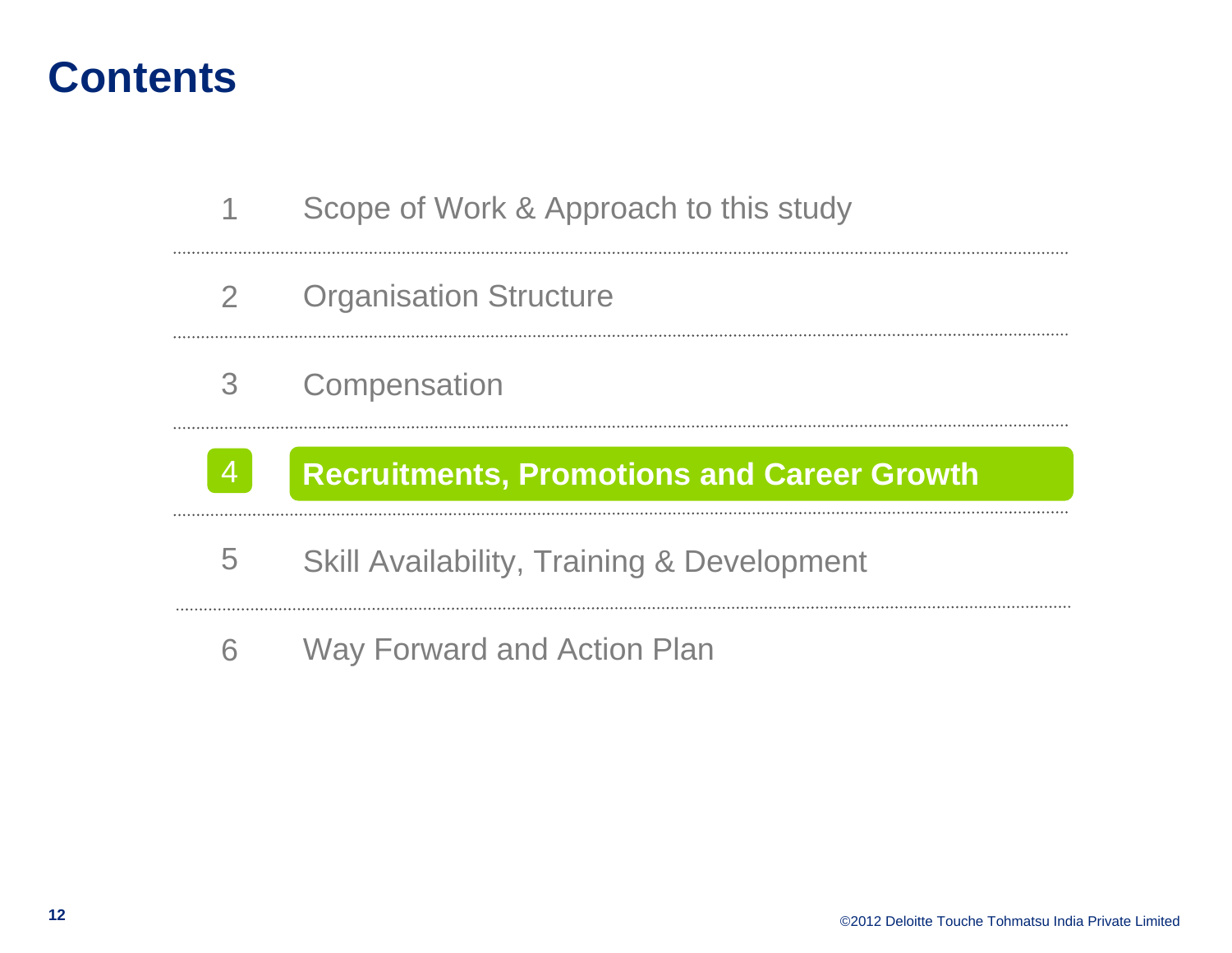# Contents

1. Scope of Work & Approach to this study
2. Organisation Structure
3. Compensation
4. **Recruitments, Promotions and Career Growth**
5. Skill Availability, Training & Development
6. Way Forward and Action Plan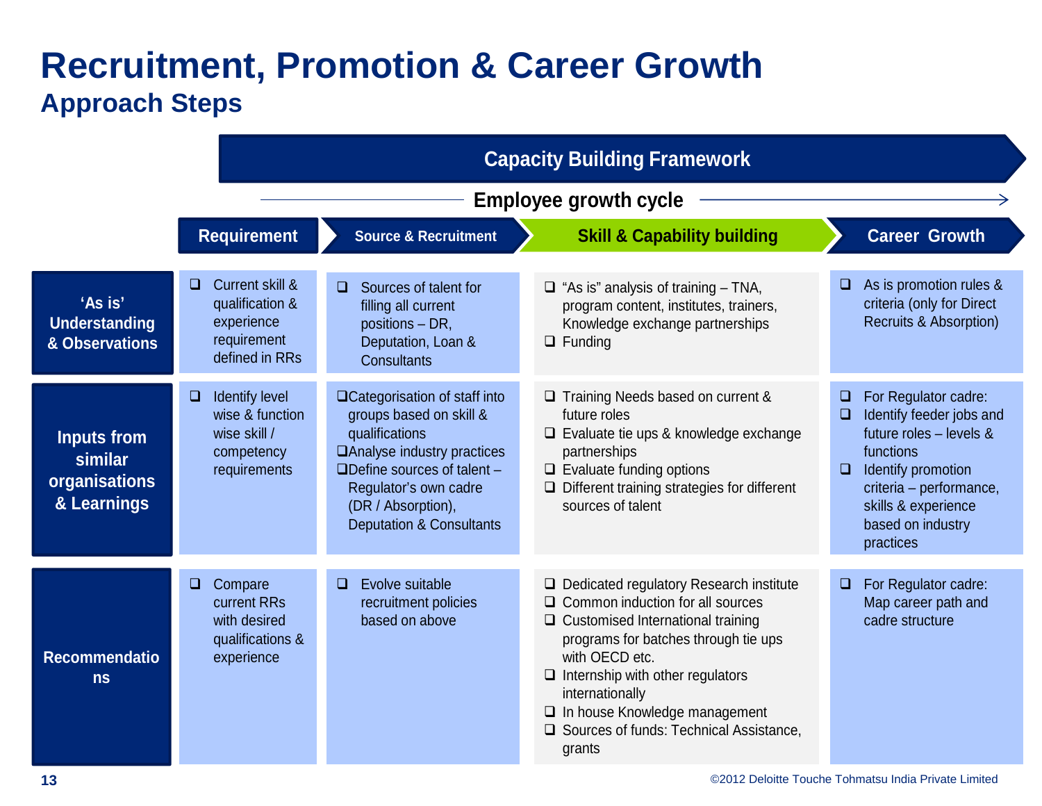# Recruitment, Promotion & Career Growth

## Approach Steps

**Capacity Building Framework**

**Employee growth cycle** →

| | Requirement | Source & Recruitment | Skill & Capability building | Career Growth |
|---|---|---|---|---|
| **'As is' Understanding & Observations** | ❑ Current skill & qualification & experience requirement defined in RRs | ❑ Sources of talent for filling all current positions – DR, Deputation, Loan & Consultants | ❑ "As is" analysis of training – TNA, program content, institutes, trainers, Knowledge exchange partnerships<br>❑ Funding | ❑ As is promotion rules & criteria (only for Direct Recruits & Absorption) |
| **Inputs from similar organisations & Learnings** | ❑ Identify level wise & function wise skill / competency requirements | ❑ Categorisation of staff into groups based on skill & qualifications<br>❑ Analyse industry practices<br>❑ Define sources of talent – Regulator's own cadre (DR / Absorption), Deputation & Consultants | ❑ Training Needs based on current & future roles<br>❑ Evaluate tie ups & knowledge exchange partnerships<br>❑ Evaluate funding options<br>❑ Different training strategies for different sources of talent | ❑ For Regulator cadre:<br>❑ Identify feeder jobs and future roles – levels & functions<br>❑ Identify promotion criteria – performance, skills & experience based on industry practices |
| **Recommendations** | ❑ Compare current RRs with desired qualifications & experience | ❑ Evolve suitable recruitment policies based on above | ❑ Dedicated regulatory Research institute<br>❑ Common induction for all sources<br>❑ Customised International training programs for batches through tie ups with OECD etc.<br>❑ Internship with other regulators internationally<br>❑ In house Knowledge management<br>❑ Sources of funds: Technical Assistance, grants | ❑ For Regulator cadre: Map career path and cadre structure |

©2012 Deloitte Touche Tohmatsu India Private Limited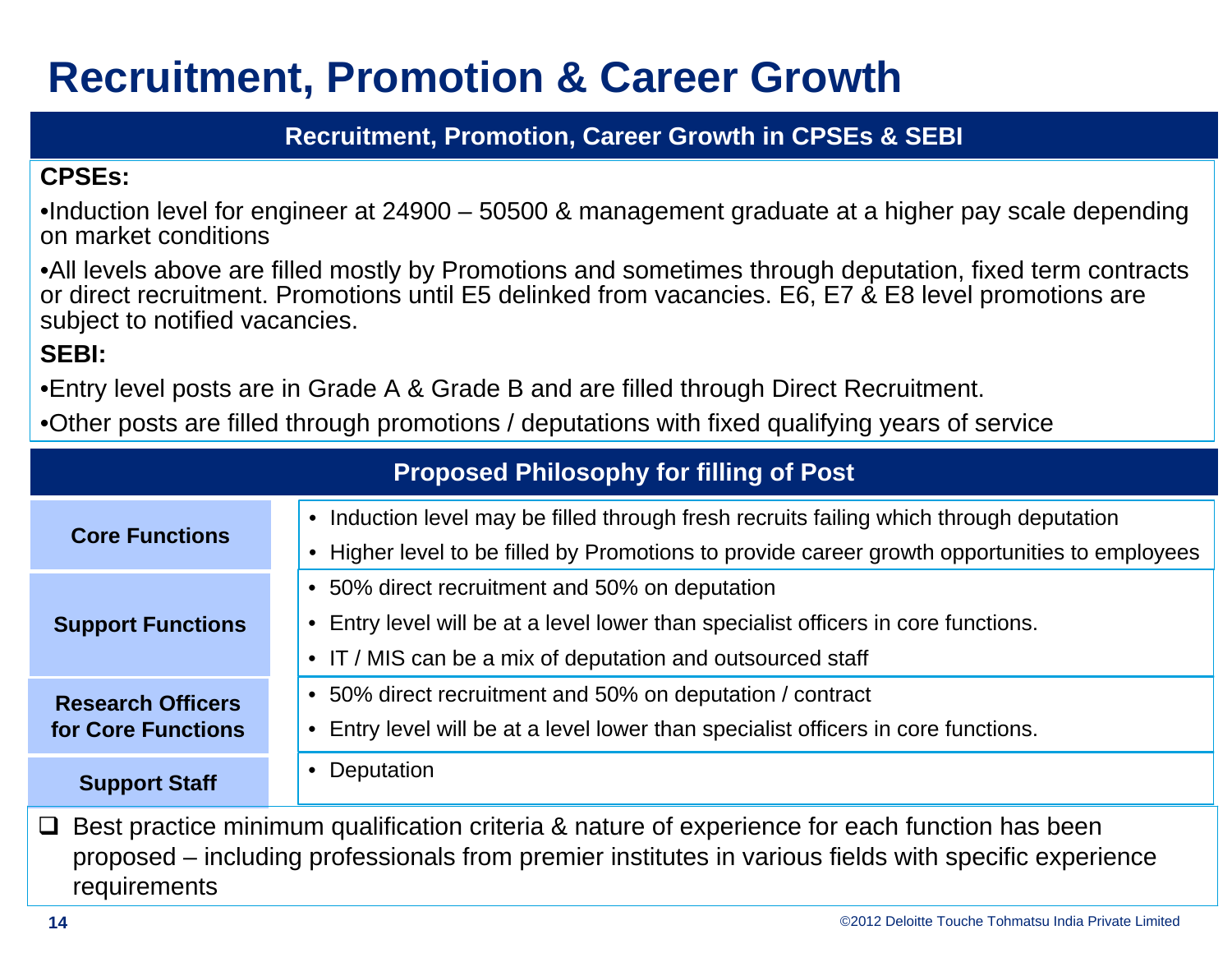# Recruitment, Promotion & Career Growth

## Recruitment, Promotion, Career Growth in CPSEs & SEBI

**CPSEs:**

- Induction level for engineer at 24900 – 50500 & management graduate at a higher pay scale depending on market conditions
- All levels above are filled mostly by Promotions and sometimes through deputation, fixed term contracts or direct recruitment. Promotions until E5 delinked from vacancies. E6, E7 & E8 level promotions are subject to notified vacancies.

**SEBI:**

- Entry level posts are in Grade A & Grade B and are filled through Direct Recruitment.
- Other posts are filled through promotions / deputations with fixed qualifying years of service

## Proposed Philosophy for filling of Post

| Function | Philosophy |
|---|---|
| **Core Functions** | • Induction level may be filled through fresh recruits failing which through deputation<br>• Higher level to be filled by Promotions to provide career growth opportunities to employees |
| **Support Functions** | • 50% direct recruitment and 50% on deputation<br>• Entry level will be at a level lower than specialist officers in core functions.<br>• IT / MIS can be a mix of deputation and outsourced staff |
| **Research Officers for Core Functions** | • 50% direct recruitment and 50% on deputation / contract<br>• Entry level will be at a level lower than specialist officers in core functions. |
| **Support Staff** | • Deputation |

- ☐ Best practice minimum qualification criteria & nature of experience for each function has been proposed – including professionals from premier institutes in various fields with specific experience requirements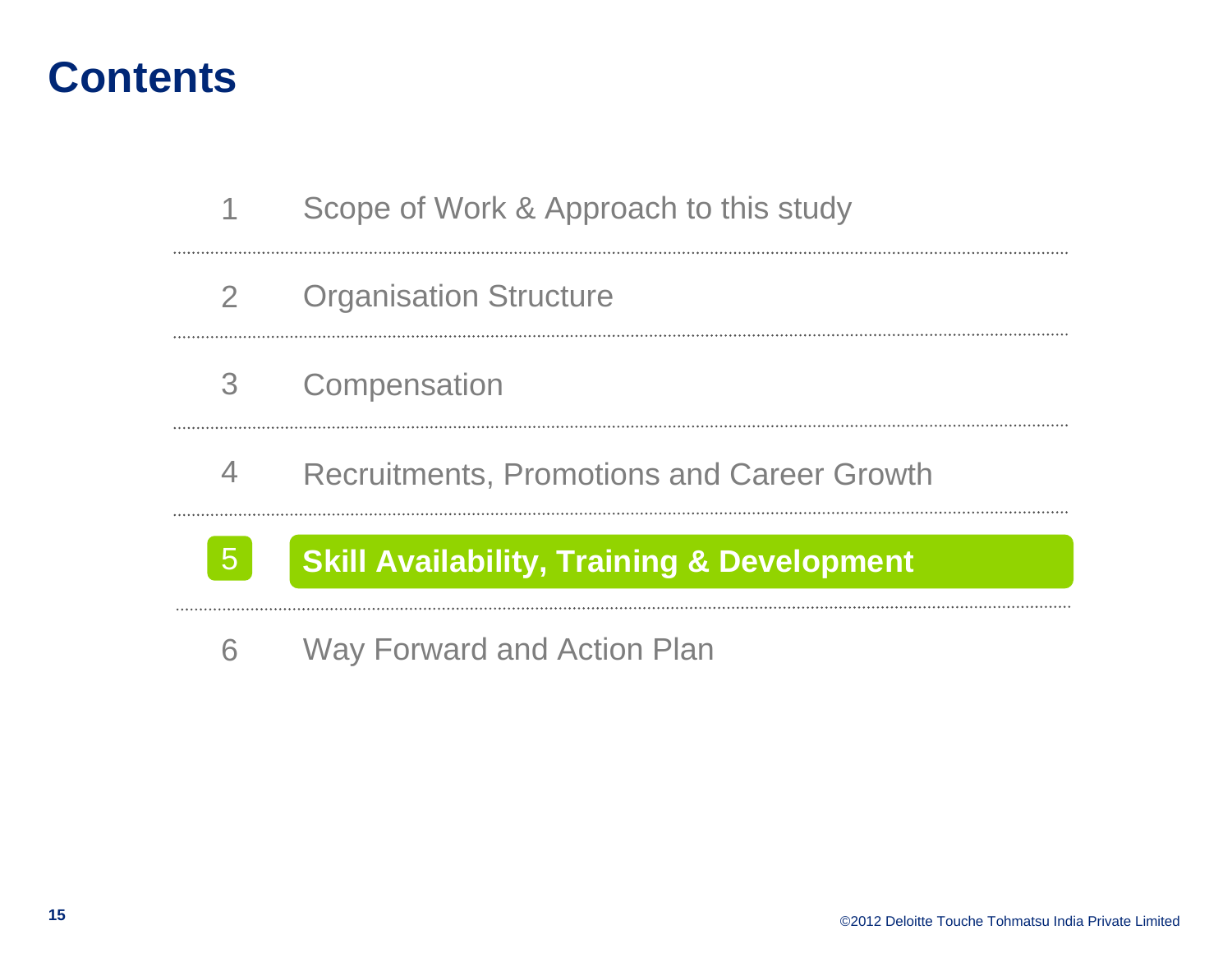# Contents

1. Scope of Work & Approach to this study
2. Organisation Structure
3. Compensation
4. Recruitments, Promotions and Career Growth
5. **Skill Availability, Training & Development**
6. Way Forward and Action Plan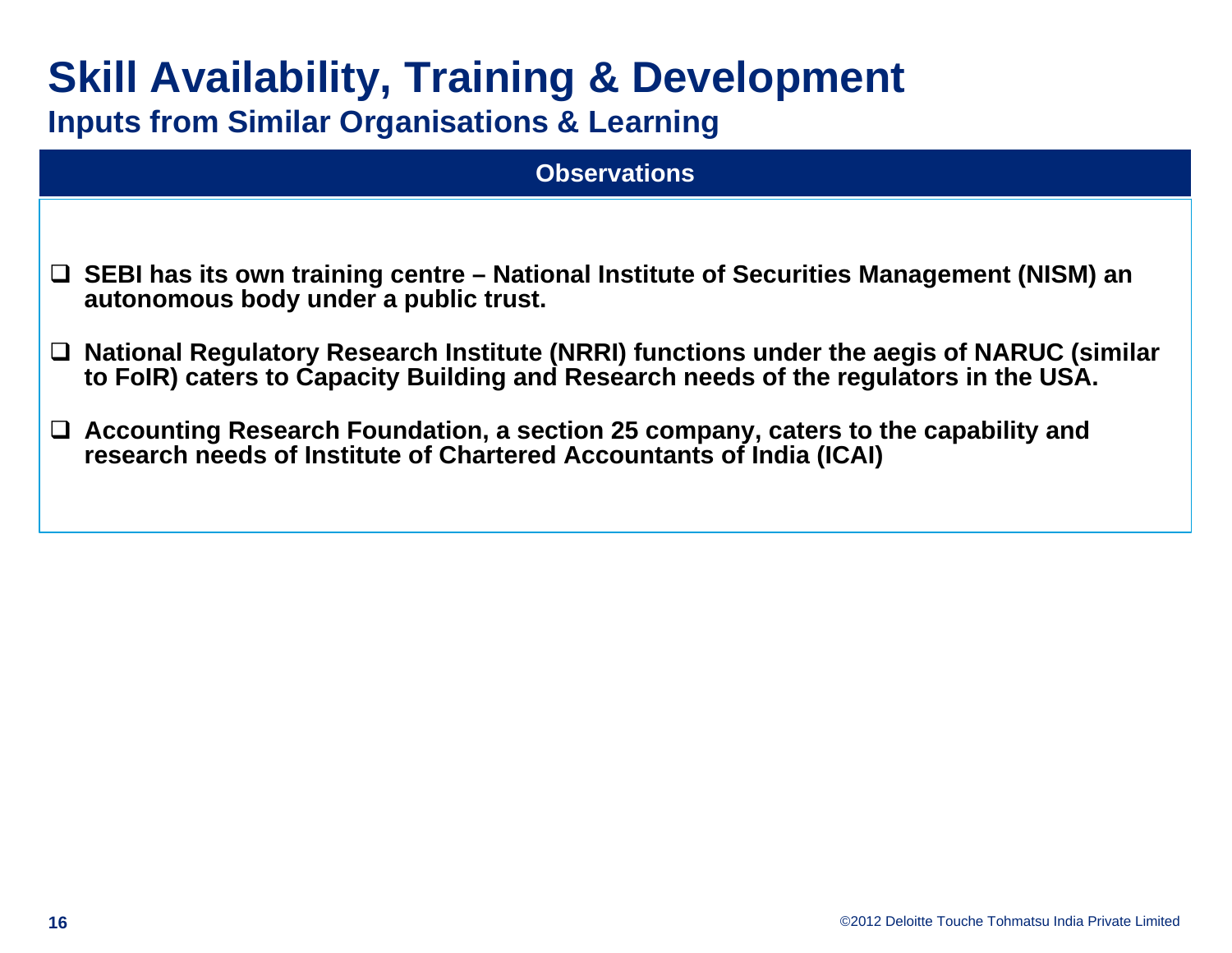# Skill Availability, Training & Development

## Inputs from Similar Organisations & Learning

**Observations**

- **SEBI has its own training centre – National Institute of Securities Management (NISM) an autonomous body under a public trust.**
- **National Regulatory Research Institute (NRRI) functions under the aegis of NARUC (similar to FoIR) caters to Capacity Building and Research needs of the regulators in the USA.**
- **Accounting Research Foundation, a section 25 company, caters to the capability and research needs of Institute of Chartered Accountants of India (ICAI)**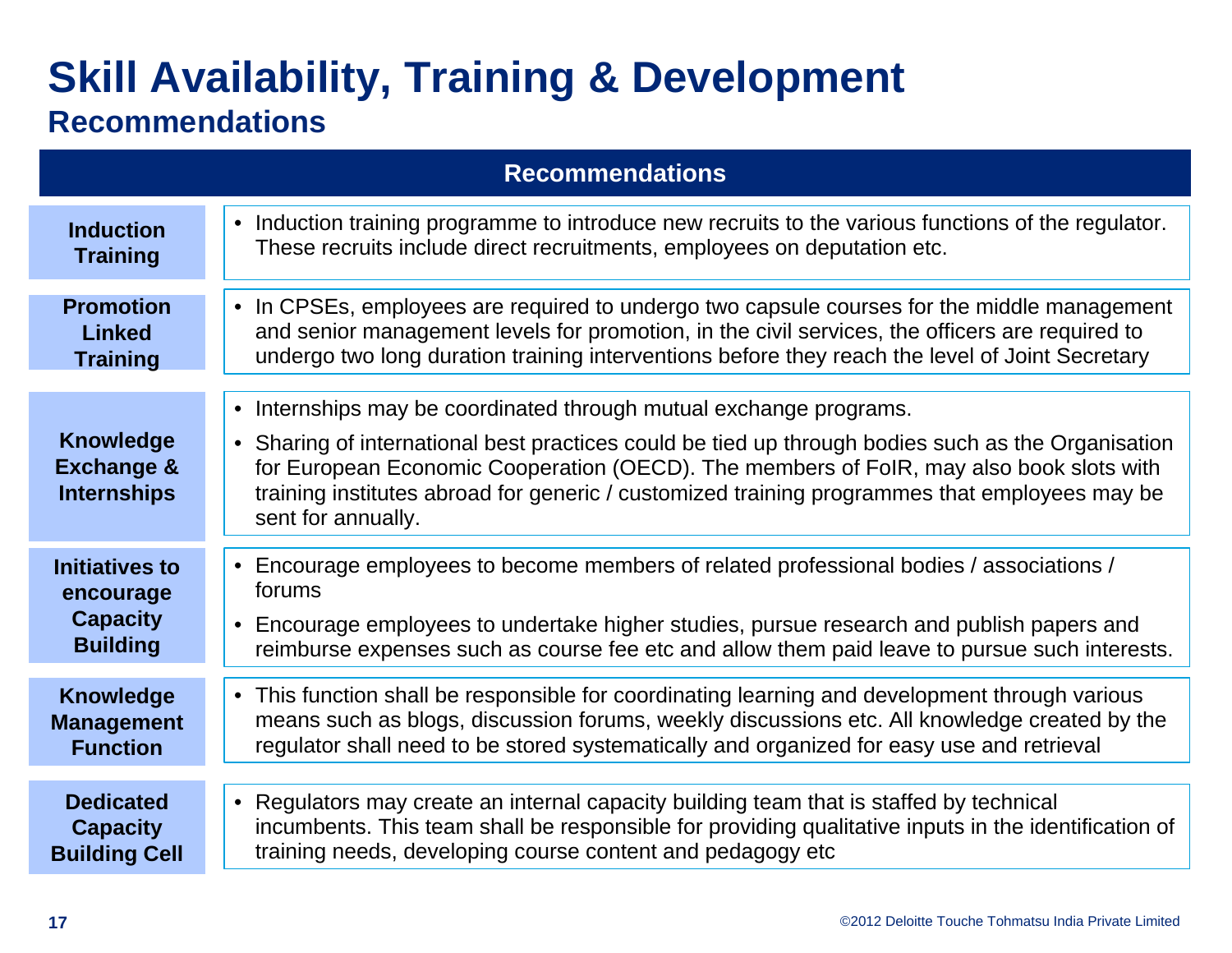# Skill Availability, Training & Development

## Recommendations

| Recommendations | |
|---|---|
| **Induction Training** | • Induction training programme to introduce new recruits to the various functions of the regulator. These recruits include direct recruitments, employees on deputation etc. |
| **Promotion Linked Training** | • In CPSEs, employees are required to undergo two capsule courses for the middle management and senior management levels for promotion, in the civil services, the officers are required to undergo two long duration training interventions before they reach the level of Joint Secretary |
| **Knowledge Exchange & Internships** | • Internships may be coordinated through mutual exchange programs.<br>• Sharing of international best practices could be tied up through bodies such as the Organisation for European Economic Cooperation (OECD). The members of FoIR, may also book slots with training institutes abroad for generic / customized training programmes that employees may be sent for annually. |
| **Initiatives to encourage Capacity Building** | • Encourage employees to become members of related professional bodies / associations / forums<br>• Encourage employees to undertake higher studies, pursue research and publish papers and reimburse expenses such as course fee etc and allow them paid leave to pursue such interests. |
| **Knowledge Management Function** | • This function shall be responsible for coordinating learning and development through various means such as blogs, discussion forums, weekly discussions etc. All knowledge created by the regulator shall need to be stored systematically and organized for easy use and retrieval |
| **Dedicated Capacity Building Cell** | • Regulators may create an internal capacity building team that is staffed by technical incumbents. This team shall be responsible for providing qualitative inputs in the identification of training needs, developing course content and pedagogy etc |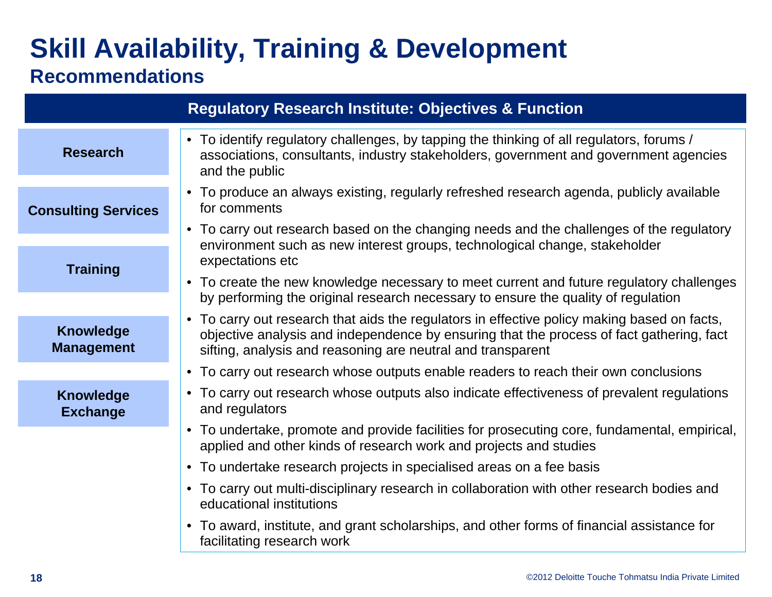# Skill Availability, Training & Development

## Recommendations

### Regulatory Research Institute: Objectives & Function

- **Research**
- **Consulting Services**
- **Training**
- **Knowledge Management**
- **Knowledge Exchange**

- To identify regulatory challenges, by tapping the thinking of all regulators, forums / associations, consultants, industry stakeholders, government and government agencies and the public
- To produce an always existing, regularly refreshed research agenda, publicly available for comments
- To carry out research based on the changing needs and the challenges of the regulatory environment such as new interest groups, technological change, stakeholder expectations etc
- To create the new knowledge necessary to meet current and future regulatory challenges by performing the original research necessary to ensure the quality of regulation
- To carry out research that aids the regulators in effective policy making based on facts, objective analysis and independence by ensuring that the process of fact gathering, fact sifting, analysis and reasoning are neutral and transparent
- To carry out research whose outputs enable readers to reach their own conclusions
- To carry out research whose outputs also indicate effectiveness of prevalent regulations and regulators
- To undertake, promote and provide facilities for prosecuting core, fundamental, empirical, applied and other kinds of research work and projects and studies
- To undertake research projects in specialised areas on a fee basis
- To carry out multi-disciplinary research in collaboration with other research bodies and educational institutions
- To award, institute, and grant scholarships, and other forms of financial assistance for facilitating research work

©2012 Deloitte Touche Tohmatsu India Private Limited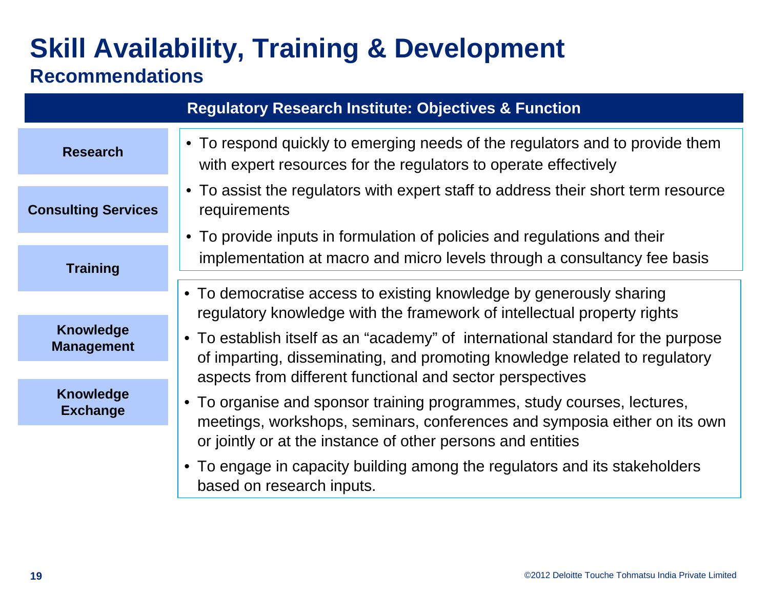# Skill Availability, Training & Development

## Recommendations

### Regulatory Research Institute: Objectives & Function

**Research**

**Consulting Services**

**Training**

**Knowledge Management**

**Knowledge Exchange**

- To respond quickly to emerging needs of the regulators and to provide them with expert resources for the regulators to operate effectively
- To assist the regulators with expert staff to address their short term resource requirements
- To provide inputs in formulation of policies and regulations and their implementation at macro and micro levels through a consultancy fee basis

- To democratise access to existing knowledge by generously sharing regulatory knowledge with the framework of intellectual property rights
- To establish itself as an “academy” of international standard for the purpose of imparting, disseminating, and promoting knowledge related to regulatory aspects from different functional and sector perspectives
- To organise and sponsor training programmes, study courses, lectures, meetings, workshops, seminars, conferences and symposia either on its own or jointly or at the instance of other persons and entities
- To engage in capacity building among the regulators and its stakeholders based on research inputs.

©2012 Deloitte Touche Tohmatsu India Private Limited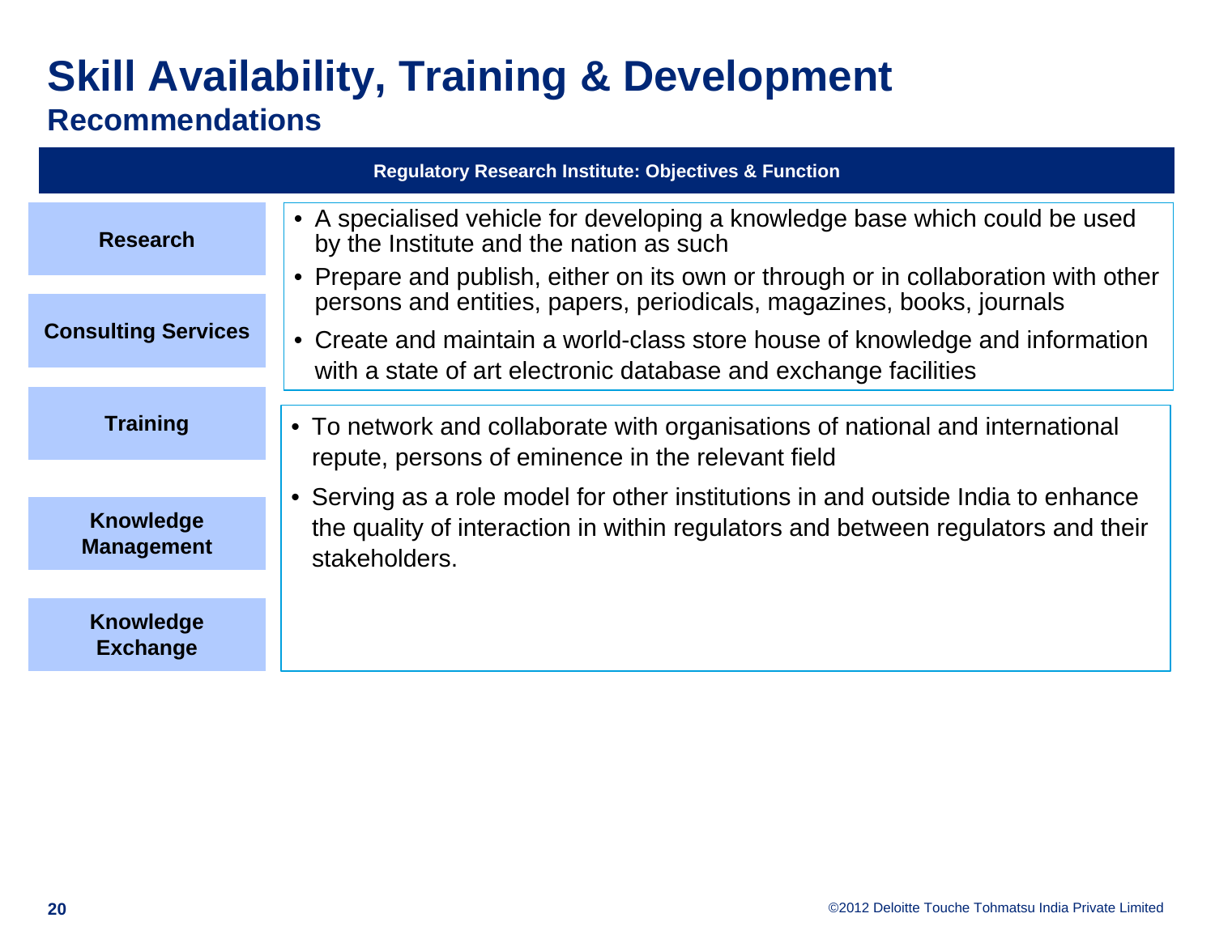# Skill Availability, Training & Development

## Recommendations

**Regulatory Research Institute: Objectives & Function**

- **Research**
- **Consulting Services**
- **Training**
- **Knowledge Management**
- **Knowledge Exchange**

- A specialised vehicle for developing a knowledge base which could be used by the Institute and the nation as such
- Prepare and publish, either on its own or through or in collaboration with other persons and entities, papers, periodicals, magazines, books, journals
- Create and maintain a world-class store house of knowledge and information with a state of art electronic database and exchange facilities

- To network and collaborate with organisations of national and international repute, persons of eminence in the relevant field
- Serving as a role model for other institutions in and outside India to enhance the quality of interaction in within regulators and between regulators and their stakeholders.

©2012 Deloitte Touche Tohmatsu India Private Limited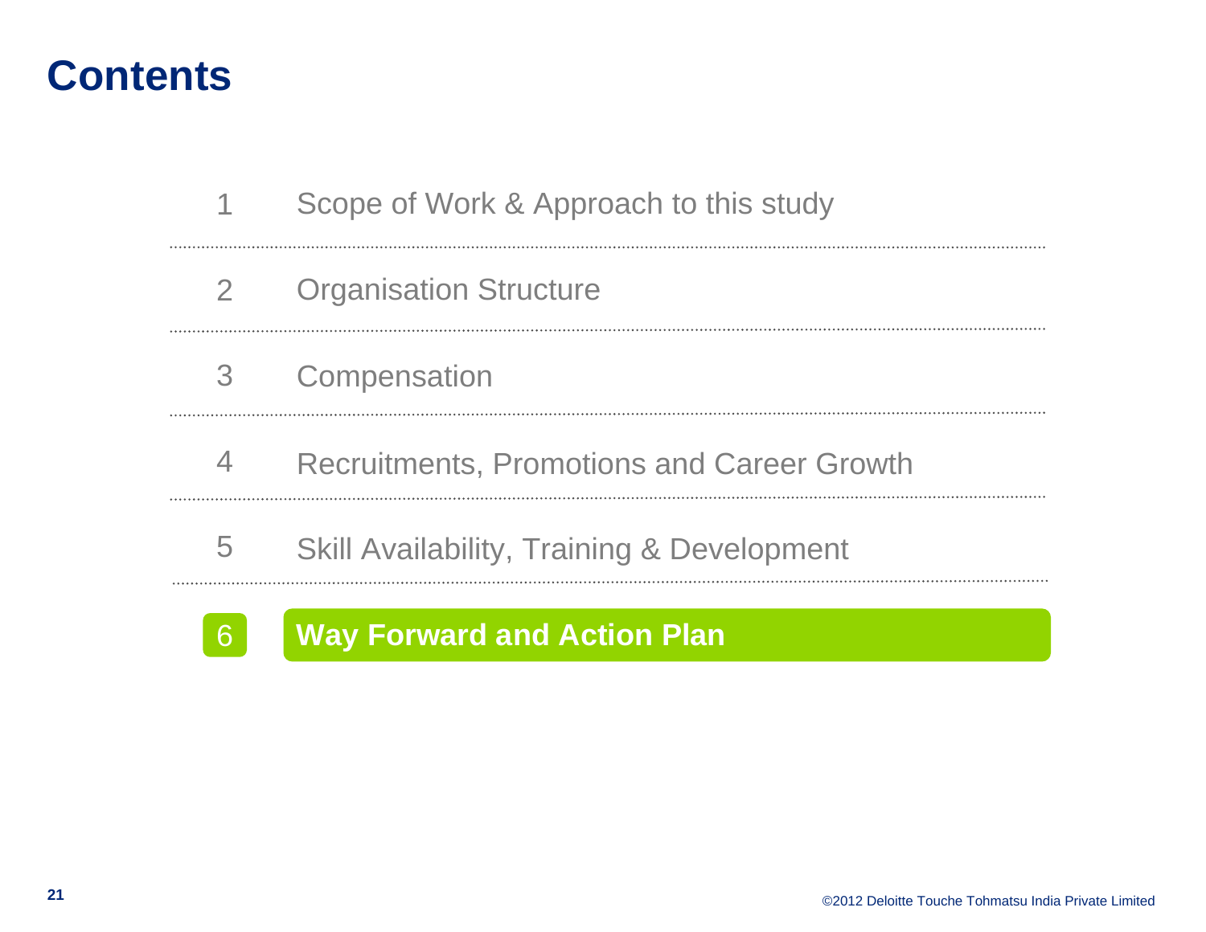# Contents

1 Scope of Work & Approach to this study

2 Organisation Structure

3 Compensation

4 Recruitments, Promotions and Career Growth

5 Skill Availability, Training & Development

**6 Way Forward and Action Plan**

©2012 Deloitte Touche Tohmatsu India Private Limited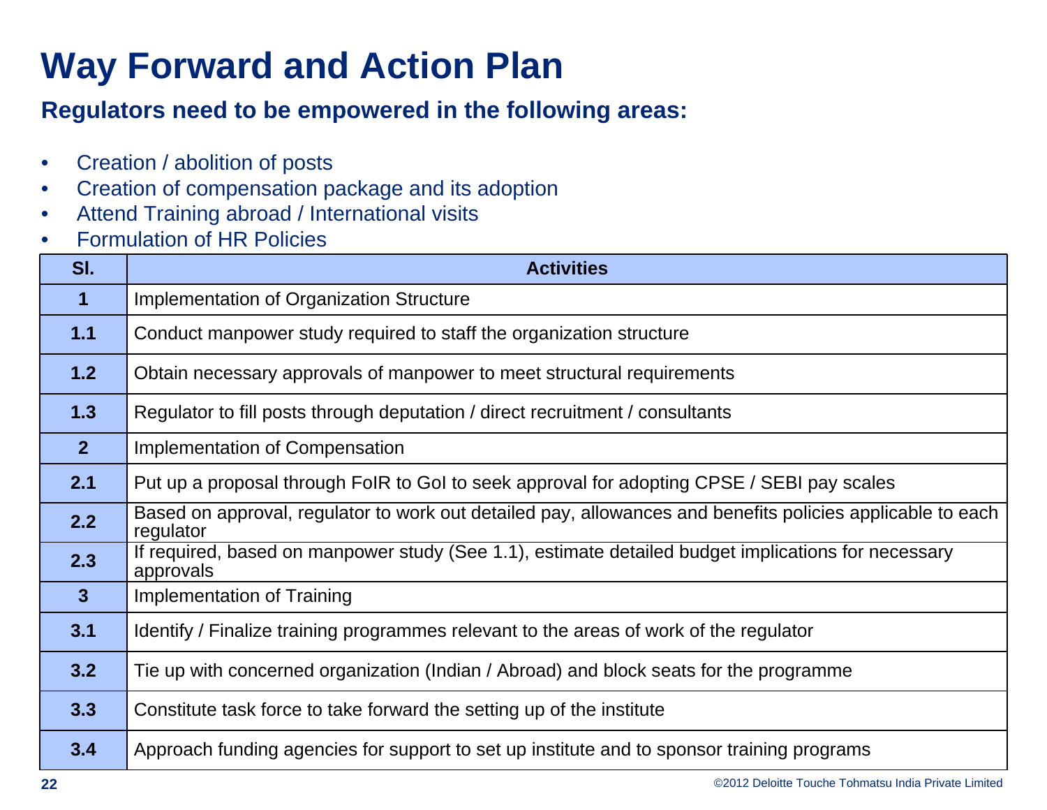# Way Forward and Action Plan

**Regulators need to be empowered in the following areas:**

- Creation / abolition of posts
- Creation of compensation package and its adoption
- Attend Training abroad / International visits
- Formulation of HR Policies

| Sl. | Activities |
|---|---|
| **1** | Implementation of Organization Structure |
| **1.1** | Conduct manpower study required to staff the organization structure |
| **1.2** | Obtain necessary approvals of manpower to meet structural requirements |
| **1.3** | Regulator to fill posts through deputation / direct recruitment / consultants |
| **2** | Implementation of Compensation |
| **2.1** | Put up a proposal through FoIR to GoI to seek approval for adopting CPSE / SEBI pay scales |
| **2.2** | Based on approval, regulator to work out detailed pay, allowances and benefits policies applicable to each regulator |
| **2.3** | If required, based on manpower study (See 1.1), estimate detailed budget implications for necessary approvals |
| **3** | Implementation of Training |
| **3.1** | Identify / Finalize training programmes relevant to the areas of work of the regulator |
| **3.2** | Tie up with concerned organization (Indian / Abroad) and block seats for the programme |
| **3.3** | Constitute task force to take forward the setting up of the institute |
| **3.4** | Approach funding agencies for support to set up institute and to sponsor training programs |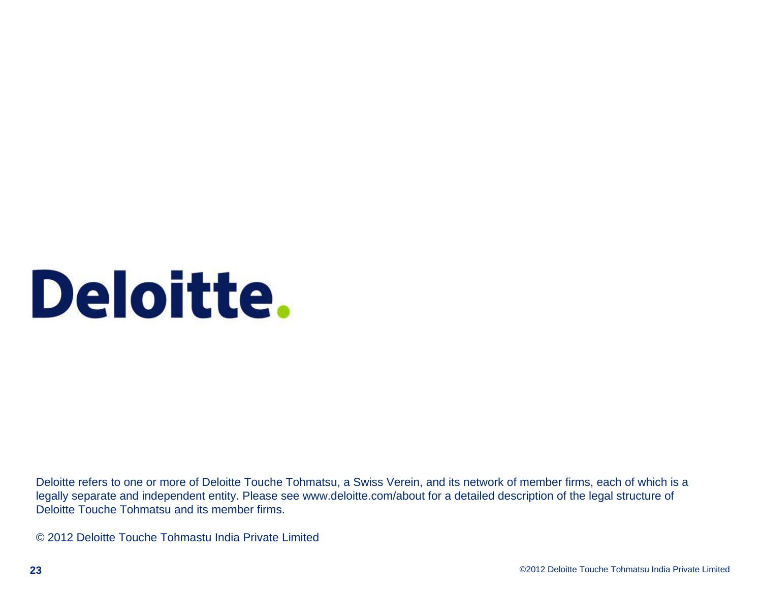Deloitte.

Deloitte refers to one or more of Deloitte Touche Tohmatsu, a Swiss Verein, and its network of member firms, each of which is a legally separate and independent entity. Please see www.deloitte.com/about for a detailed description of the legal structure of Deloitte Touche Tohmatsu and its member firms.

© 2012 Deloitte Touche Tohmastu India Private Limited